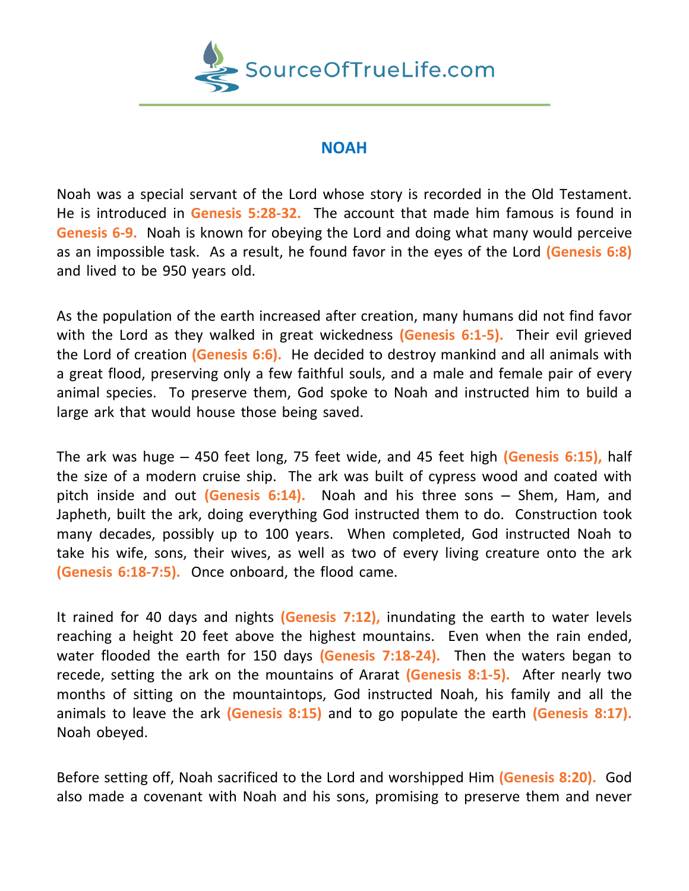SourceOfTrueLife.com

# NOAH

Noah was a special servant of the Lord whose story is recorded in the Old Testament. He is introduced in **Genesis 5:28-32.** The account that made him famous is found in **Genesis 6-9.** Noah is known for obeying the Lord and doing what many would perceive as an impossible task. As a result, he found favor in the eyes of the Lord **(Genesis 6:8)** and lived to be 950 years old.

As the population of the earth increased after creation, many humans did not find favor with the Lord as they walked in great wickedness **(Genesis 6:1-5).** Their evil grieved the Lord of creation **(Genesis 6:6).** He decided to destroy mankind and all animals with a great flood, preserving only a few faithful souls, and a male and female pair of every animal species. To preserve them, God spoke to Noah and instructed him to build a large ark that would house those being saved.

The ark was huge – 450 feet long, 75 feet wide, and 45 feet high **(Genesis 6:15),** half the size of a modern cruise ship. The ark was built of cypress wood and coated with pitch inside and out **(Genesis 6:14).** Noah and his three sons – Shem, Ham, and Japheth, built the ark, doing everything God instructed them to do. Construction took many decades, possibly up to 100 years. When completed, God instructed Noah to take his wife, sons, their wives, as well as two of every living creature onto the ark **(Genesis 6:18-7:5).** Once onboard, the flood came.

It rained for 40 days and nights **(Genesis 7:12),** inundating the earth to water levels reaching a height 20 feet above the highest mountains. Even when the rain ended, water flooded the earth for 150 days **(Genesis 7:18-24).** Then the waters began to recede, setting the ark on the mountains of Ararat **(Genesis 8:1-5).** After nearly two months of sitting on the mountaintops, God instructed Noah, his family and all the animals to leave the ark **(Genesis 8:15)** and to go populate the earth **(Genesis 8:17).** Noah obeyed.

Before setting off, Noah sacrificed to the Lord and worshipped Him **(Genesis 8:20).** God also made a covenant with Noah and his sons, promising to preserve them and never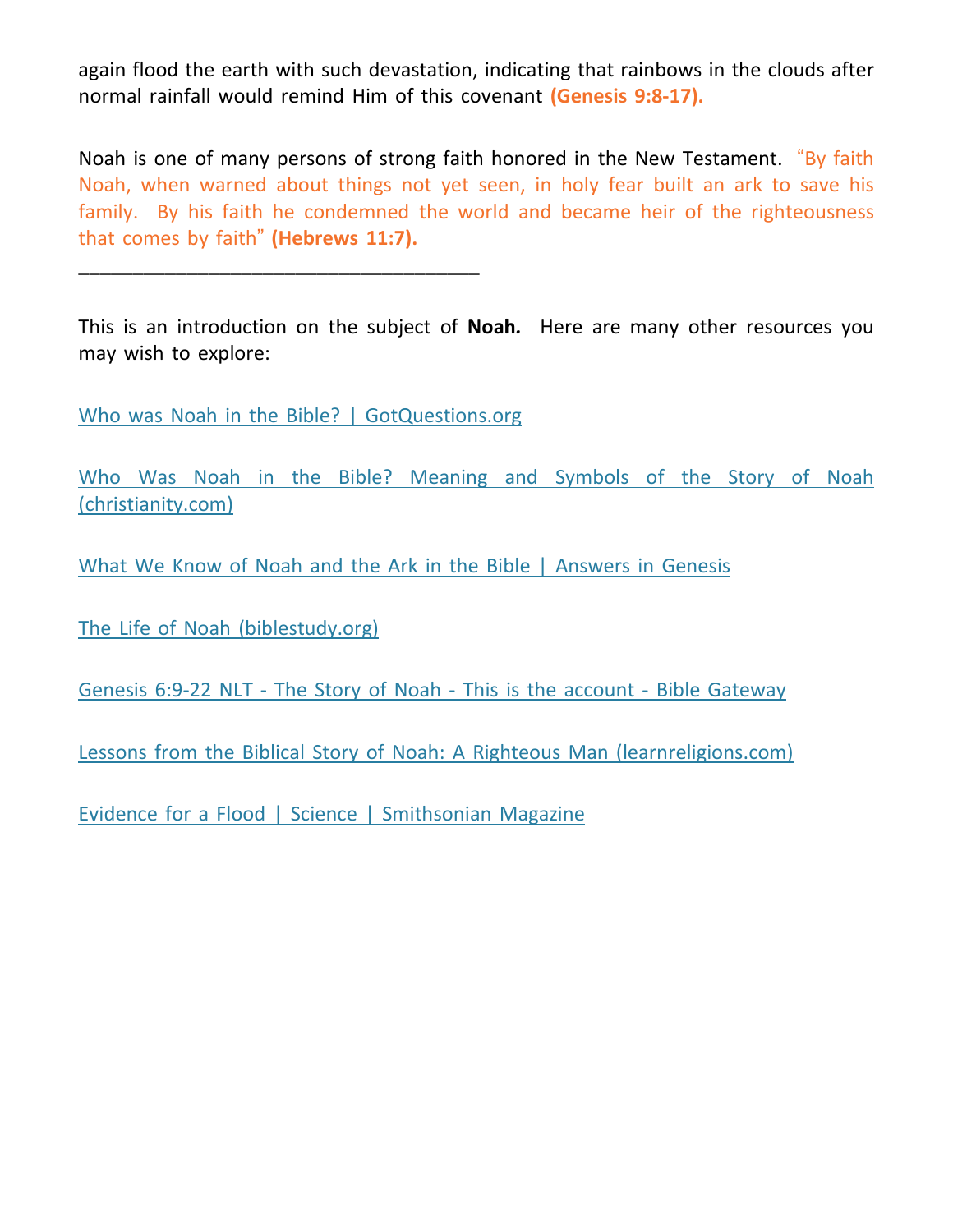again flood the earth with such devastation, indicating that rainbows in the clouds after normal rainfall would remind Him of this covenant **(Genesis 9:8-17).**

Noah is one of many persons of strong faith honored in the New Testament. "By faith Noah, when warned about things not yet seen, in holy fear built an ark to save his family. By his faith he condemned the world and became heir of the righteousness that comes by faith" **(Hebrews 11:7).**

---

This is an introduction on the subject of **Noah.** Here are many other resources you may wish to explore:

Who was Noah in the Bible? | GotQuestions.org

Who Was Noah in the Bible? Meaning and Symbols of the Story of Noah (christianity.com)

What We Know of Noah and the Ark in the Bible | Answers in Genesis

The Life of Noah (biblestudy.org)

Genesis 6:9-22 NLT - The Story of Noah - This is the account - Bible Gateway

Lessons from the Biblical Story of Noah: A Righteous Man (learnreligions.com)

Evidence for a Flood | Science | Smithsonian Magazine